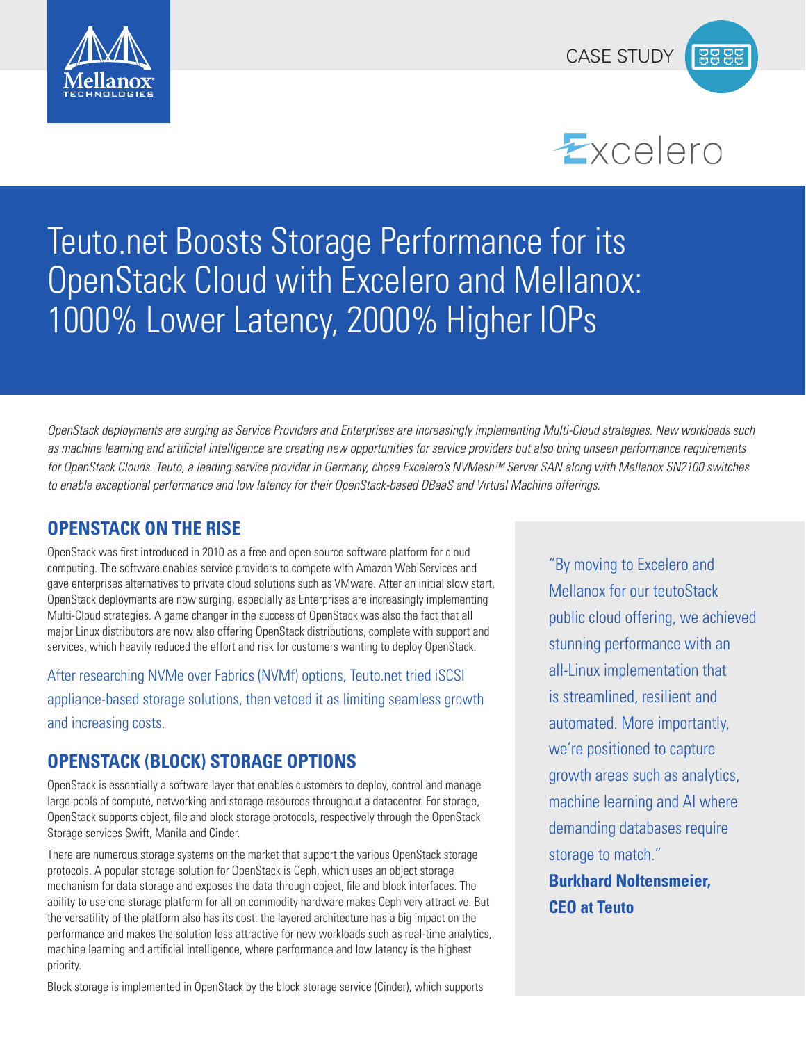CASE STUDY

Excelero

# Teuto.net Boosts Storage Performance for its OpenStack Cloud with Excelero and Mellanox: 1000% Lower Latency, 2000% Higher IOPs

*OpenStack deployments are surging as Service Providers and Enterprises are increasingly implementing Multi-Cloud strategies. New workloads such as machine learning and artificial intelligence are creating new opportunities for service providers but also bring unseen performance requirements for OpenStack Clouds. Teuto, a leading service provider in Germany, chose Excelero's NVMesh™ Server SAN along with Mellanox SN2100 switches to enable exceptional performance and low latency for their OpenStack-based DBaaS and Virtual Machine offerings.*

## OPENSTACK ON THE RISE

OpenStack was first introduced in 2010 as a free and open source software platform for cloud computing. The software enables service providers to compete with Amazon Web Services and gave enterprises alternatives to private cloud solutions such as VMware. After an initial slow start, OpenStack deployments are now surging, especially as Enterprises are increasingly implementing Multi-Cloud strategies. A game changer in the success of OpenStack was also the fact that all major Linux distributors are now also offering OpenStack distributions, complete with support and services, which heavily reduced the effort and risk for customers wanting to deploy OpenStack.

After researching NVMe over Fabrics (NVMf) options, Teuto.net tried iSCSI appliance-based storage solutions, then vetoed it as limiting seamless growth and increasing costs.

## OPENSTACK (BLOCK) STORAGE OPTIONS

OpenStack is essentially a software layer that enables customers to deploy, control and manage large pools of compute, networking and storage resources throughout a datacenter. For storage, OpenStack supports object, file and block storage protocols, respectively through the OpenStack Storage services Swift, Manila and Cinder.

There are numerous storage systems on the market that support the various OpenStack storage protocols. A popular storage solution for OpenStack is Ceph, which uses an object storage mechanism for data storage and exposes the data through object, file and block interfaces. The ability to use one storage platform for all on commodity hardware makes Ceph very attractive. But the versatility of the platform also has its cost: the layered architecture has a big impact on the performance and makes the solution less attractive for new workloads such as real-time analytics, machine learning and artificial intelligence, where performance and low latency is the highest priority.

Block storage is implemented in OpenStack by the block storage service (Cinder), which supports

"By moving to Excelero and Mellanox for our teutoStack public cloud offering, we achieved stunning performance with an all-Linux implementation that is streamlined, resilient and automated. More importantly, we're positioned to capture growth areas such as analytics, machine learning and AI where demanding databases require storage to match."

**Burkhard Noltensmeier, CEO at Teuto**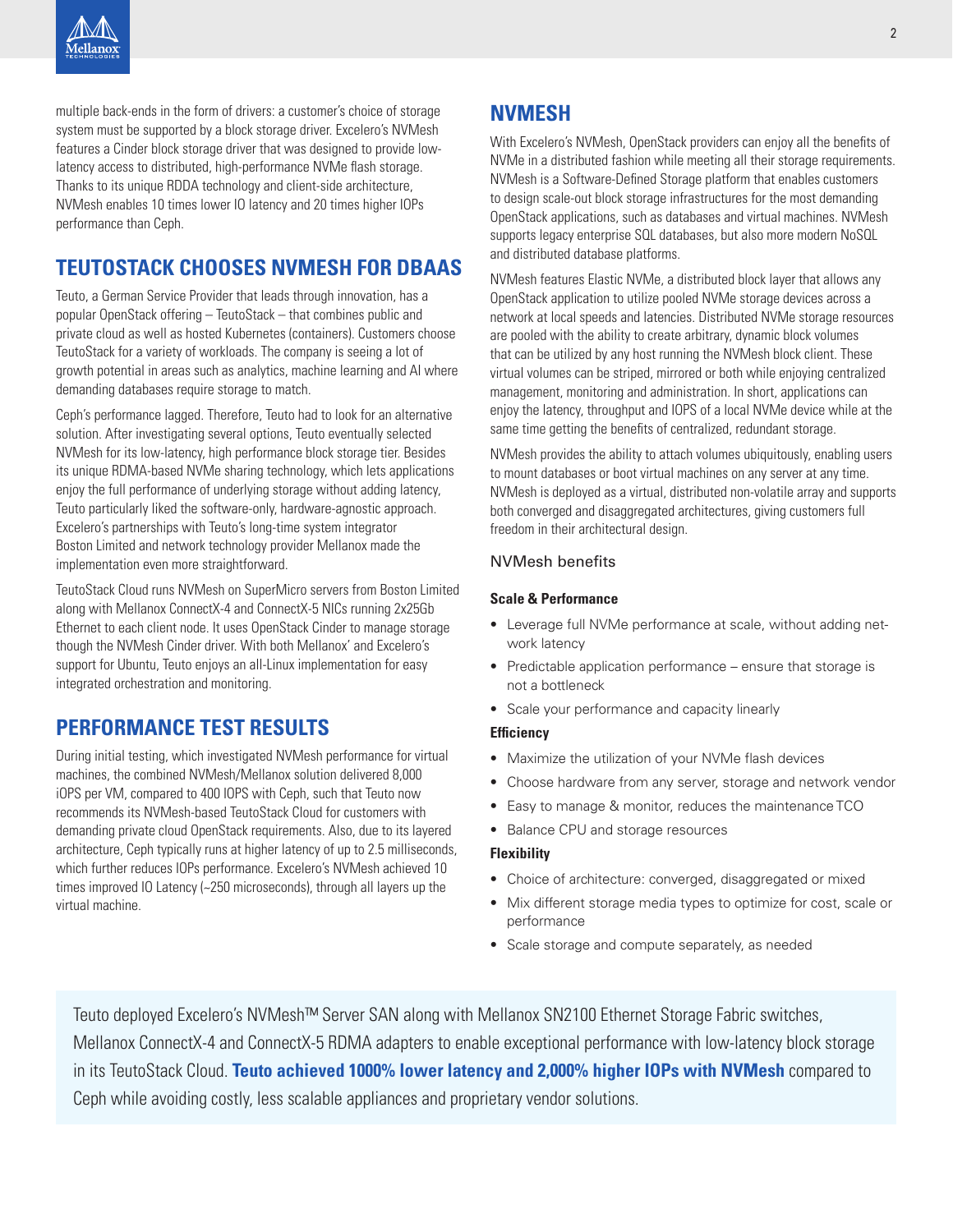multiple back-ends in the form of drivers: a customer's choice of storage system must be supported by a block storage driver. Excelero's NVMesh features a Cinder block storage driver that was designed to provide low-latency access to distributed, high-performance NVMe flash storage. Thanks to its unique RDDA technology and client-side architecture, NVMesh enables 10 times lower IO latency and 20 times higher IOPs performance than Ceph.

## TEUTOSTACK CHOOSES NVMESH FOR DBAAS

Teuto, a German Service Provider that leads through innovation, has a popular OpenStack offering – TeutoStack – that combines public and private cloud as well as hosted Kubernetes (containers). Customers choose TeutoStack for a variety of workloads. The company is seeing a lot of growth potential in areas such as analytics, machine learning and AI where demanding databases require storage to match.

Ceph's performance lagged. Therefore, Teuto had to look for an alternative solution. After investigating several options, Teuto eventually selected NVMesh for its low-latency, high performance block storage tier. Besides its unique RDMA-based NVMe sharing technology, which lets applications enjoy the full performance of underlying storage without adding latency, Teuto particularly liked the software-only, hardware-agnostic approach. Excelero's partnerships with Teuto's long-time system integrator Boston Limited and network technology provider Mellanox made the implementation even more straightforward.

TeutoStack Cloud runs NVMesh on SuperMicro servers from Boston Limited along with Mellanox ConnectX-4 and ConnectX-5 NICs running 2x25Gb Ethernet to each client node. It uses OpenStack Cinder to manage storage though the NVMesh Cinder driver. With both Mellanox' and Excelero's support for Ubuntu, Teuto enjoys an all-Linux implementation for easy integrated orchestration and monitoring.

## PERFORMANCE TEST RESULTS

During initial testing, which investigated NVMesh performance for virtual machines, the combined NVMesh/Mellanox solution delivered 8,000 iOPS per VM, compared to 400 IOPS with Ceph, such that Teuto now recommends its NVMesh-based TeutoStack Cloud for customers with demanding private cloud OpenStack requirements. Also, due to its layered architecture, Ceph typically runs at higher latency of up to 2.5 milliseconds, which further reduces IOPs performance. Excelero's NVMesh achieved 10 times improved IO Latency (~250 microseconds), through all layers up the virtual machine.

## NVMESH

With Excelero's NVMesh, OpenStack providers can enjoy all the benefits of NVMe in a distributed fashion while meeting all their storage requirements. NVMesh is a Software-Defined Storage platform that enables customers to design scale-out block storage infrastructures for the most demanding OpenStack applications, such as databases and virtual machines. NVMesh supports legacy enterprise SQL databases, but also more modern NoSQL and distributed database platforms.

NVMesh features Elastic NVMe, a distributed block layer that allows any OpenStack application to utilize pooled NVMe storage devices across a network at local speeds and latencies. Distributed NVMe storage resources are pooled with the ability to create arbitrary, dynamic block volumes that can be utilized by any host running the NVMesh block client. These virtual volumes can be striped, mirrored or both while enjoying centralized management, monitoring and administration. In short, applications can enjoy the latency, throughput and IOPS of a local NVMe device while at the same time getting the benefits of centralized, redundant storage.

NVMesh provides the ability to attach volumes ubiquitously, enabling users to mount databases or boot virtual machines on any server at any time. NVMesh is deployed as a virtual, distributed non-volatile array and supports both converged and disaggregated architectures, giving customers full freedom in their architectural design.

### NVMesh benefits

**Scale & Performance**

- Leverage full NVMe performance at scale, without adding network latency
- Predictable application performance – ensure that storage is not a bottleneck
- Scale your performance and capacity linearly

**Efficiency**

- Maximize the utilization of your NVMe flash devices
- Choose hardware from any server, storage and network vendor
- Easy to manage & monitor, reduces the maintenance TCO
- Balance CPU and storage resources

**Flexibility**

- Choice of architecture: converged, disaggregated or mixed
- Mix different storage media types to optimize for cost, scale or performance
- Scale storage and compute separately, as needed

Teuto deployed Excelero's NVMesh™ Server SAN along with Mellanox SN2100 Ethernet Storage Fabric switches, Mellanox ConnectX-4 and ConnectX-5 RDMA adapters to enable exceptional performance with low-latency block storage in its TeutoStack Cloud. **Teuto achieved 1000% lower latency and 2,000% higher IOPs with NVMesh** compared to Ceph while avoiding costly, less scalable appliances and proprietary vendor solutions.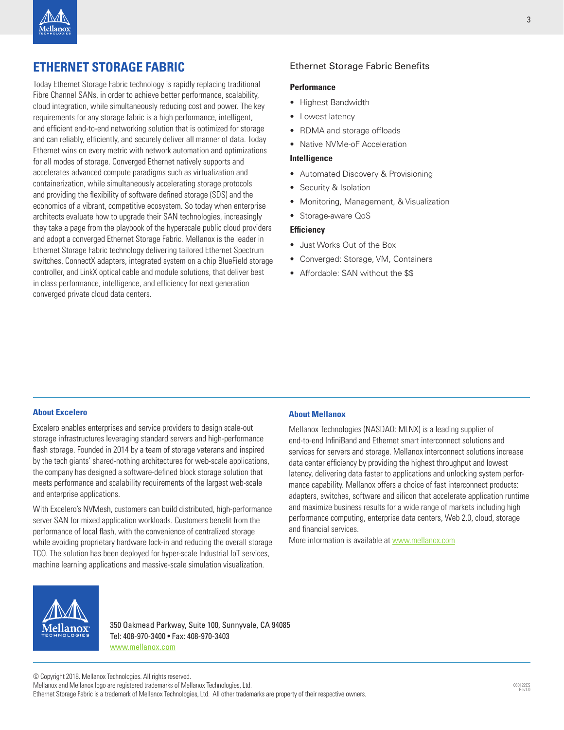## ETHERNET STORAGE FABRIC

Today Ethernet Storage Fabric technology is rapidly replacing traditional Fibre Channel SANs, in order to achieve better performance, scalability, cloud integration, while simultaneously reducing cost and power. The key requirements for any storage fabric is a high performance, intelligent, and efficient end-to-end networking solution that is optimized for storage and can reliably, efficiently, and securely deliver all manner of data. Today Ethernet wins on every metric with network automation and optimizations for all modes of storage. Converged Ethernet natively supports and accelerates advanced compute paradigms such as virtualization and containerization, while simultaneously accelerating storage protocols and providing the flexibility of software defined storage (SDS) and the economics of a vibrant, competitive ecosystem. So today when enterprise architects evaluate how to upgrade their SAN technologies, increasingly they take a page from the playbook of the hyperscale public cloud providers and adopt a converged Ethernet Storage Fabric. Mellanox is the leader in Ethernet Storage Fabric technology delivering tailored Ethernet Spectrum switches, ConnectX adapters, integrated system on a chip BlueField storage controller, and LinkX optical cable and module solutions, that deliver best in class performance, intelligence, and efficiency for next generation converged private cloud data centers.

### Ethernet Storage Fabric Benefits

**Performance**

- Highest Bandwidth
- Lowest latency
- RDMA and storage offloads
- Native NVMe-oF Acceleration

**Intelligence**

- Automated Discovery & Provisioning
- Security & Isolation
- Monitoring, Management, & Visualization
- Storage-aware QoS

**Efficiency**

- Just Works Out of the Box
- Converged: Storage, VM, Containers
- Affordable: SAN without the $$

### About Excelero

Excelero enables enterprises and service providers to design scale-out storage infrastructures leveraging standard servers and high-performance flash storage. Founded in 2014 by a team of storage veterans and inspired by the tech giants' shared-nothing architectures for web-scale applications, the company has designed a software-defined block storage solution that meets performance and scalability requirements of the largest web-scale and enterprise applications.

With Excelero's NVMesh, customers can build distributed, high-performance server SAN for mixed application workloads. Customers benefit from the performance of local flash, with the convenience of centralized storage while avoiding proprietary hardware lock-in and reducing the overall storage TCO. The solution has been deployed for hyper-scale Industrial IoT services, machine learning applications and massive-scale simulation visualization.

### About Mellanox

Mellanox Technologies (NASDAQ: MLNX) is a leading supplier of end-to-end InfiniBand and Ethernet smart interconnect solutions and services for servers and storage. Mellanox interconnect solutions increase data center efficiency by providing the highest throughput and lowest latency, delivering data faster to applications and unlocking system performance capability. Mellanox offers a choice of fast interconnect products: adapters, switches, software and silicon that accelerate application runtime and maximize business results for a wide range of markets including high performance computing, enterprise data centers, Web 2.0, cloud, storage and financial services.
More information is available at www.mellanox.com

350 Oakmead Parkway, Suite 100, Sunnyvale, CA 94085
Tel: 408-970-3400 • Fax: 408-970-3403
www.mellanox.com

© Copyright 2018. Mellanox Technologies. All rights reserved.
Mellanox and Mellanox logo are registered trademarks of Mellanox Technologies, Ltd.
Ethernet Storage Fabric is a trademark of Mellanox Technologies, Ltd. All other trademarks are property of their respective owners.

060122CS
Rev1.0